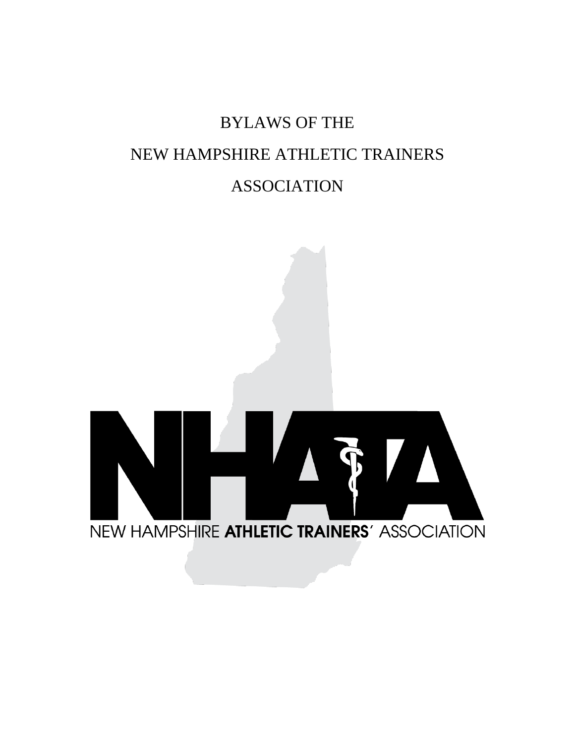# BYLAWS OF THE NEW HAMPSHIRE ATHLETIC TRAINERS ASSOCIATION

NHATA

NEW HAMPSHIRE **ATHLETIC TRAINERS'** ASSOCIATION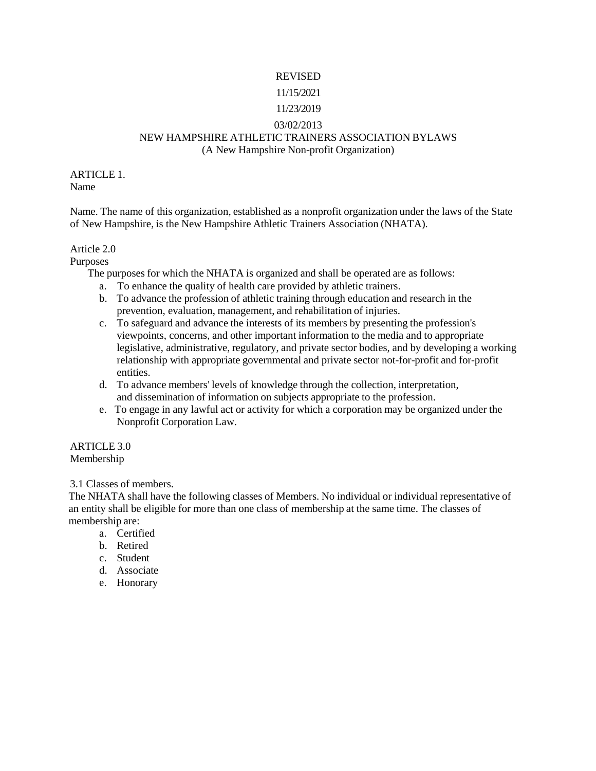REVISED

11/15/2021

11/23/2019

03/02/2013

# NEW HAMPSHIRE ATHLETIC TRAINERS ASSOCIATION BYLAWS

(A New Hampshire Non-profit Organization)

## ARTICLE 1.
Name

Name. The name of this organization, established as a nonprofit organization under the laws of the State of New Hampshire, is the New Hampshire Athletic Trainers Association (NHATA).

## Article 2.0
Purposes

The purposes for which the NHATA is organized and shall be operated are as follows:

a. To enhance the quality of health care provided by athletic trainers.
b. To advance the profession of athletic training through education and research in the prevention, evaluation, management, and rehabilitation of injuries.
c. To safeguard and advance the interests of its members by presenting the profession's viewpoints, concerns, and other important information to the media and to appropriate legislative, administrative, regulatory, and private sector bodies, and by developing a working relationship with appropriate governmental and private sector not-for-profit and for-profit entities.
d. To advance members' levels of knowledge through the collection, interpretation, and dissemination of information on subjects appropriate to the profession.
e. To engage in any lawful act or activity for which a corporation may be organized under the Nonprofit Corporation Law.

## ARTICLE 3.0
Membership

### 3.1 Classes of members.

The NHATA shall have the following classes of Members. No individual or individual representative of an entity shall be eligible for more than one class of membership at the same time. The classes of membership are:

a. Certified
b. Retired
c. Student
d. Associate
e. Honorary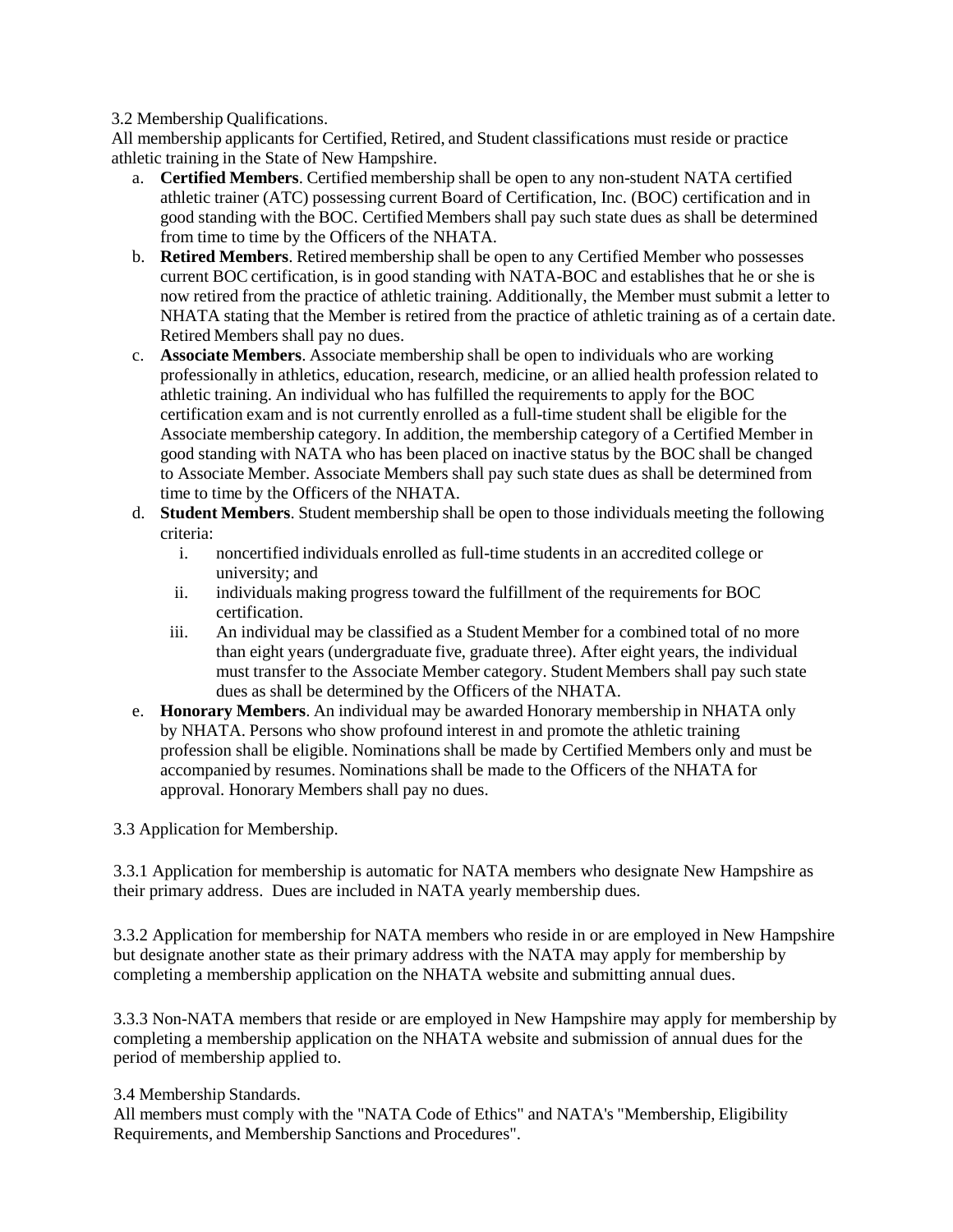3.2 Membership Qualifications.

All membership applicants for Certified, Retired, and Student classifications must reside or practice athletic training in the State of New Hampshire.

a. **Certified Members**. Certified membership shall be open to any non-student NATA certified athletic trainer (ATC) possessing current Board of Certification, Inc. (BOC) certification and in good standing with the BOC. Certified Members shall pay such state dues as shall be determined from time to time by the Officers of the NHATA.
b. **Retired Members**. Retired membership shall be open to any Certified Member who possesses current BOC certification, is in good standing with NATA-BOC and establishes that he or she is now retired from the practice of athletic training. Additionally, the Member must submit a letter to NHATA stating that the Member is retired from the practice of athletic training as of a certain date. Retired Members shall pay no dues.
c. **Associate Members**. Associate membership shall be open to individuals who are working professionally in athletics, education, research, medicine, or an allied health profession related to athletic training. An individual who has fulfilled the requirements to apply for the BOC certification exam and is not currently enrolled as a full-time student shall be eligible for the Associate membership category. In addition, the membership category of a Certified Member in good standing with NATA who has been placed on inactive status by the BOC shall be changed to Associate Member. Associate Members shall pay such state dues as shall be determined from time to time by the Officers of the NHATA.
d. **Student Members**. Student membership shall be open to those individuals meeting the following criteria:
    i. noncertified individuals enrolled as full-time students in an accredited college or university; and
    ii. individuals making progress toward the fulfillment of the requirements for BOC certification.
    iii. An individual may be classified as a Student Member for a combined total of no more than eight years (undergraduate five, graduate three). After eight years, the individual must transfer to the Associate Member category. Student Members shall pay such state dues as shall be determined by the Officers of the NHATA.
e. **Honorary Members**. An individual may be awarded Honorary membership in NHATA only by NHATA. Persons who show profound interest in and promote the athletic training profession shall be eligible. Nominations shall be made by Certified Members only and must be accompanied by resumes. Nominations shall be made to the Officers of the NHATA for approval. Honorary Members shall pay no dues.

3.3 Application for Membership.

3.3.1 Application for membership is automatic for NATA members who designate New Hampshire as their primary address. Dues are included in NATA yearly membership dues.

3.3.2 Application for membership for NATA members who reside in or are employed in New Hampshire but designate another state as their primary address with the NATA may apply for membership by completing a membership application on the NHATA website and submitting annual dues.

3.3.3 Non-NATA members that reside or are employed in New Hampshire may apply for membership by completing a membership application on the NHATA website and submission of annual dues for the period of membership applied to.

3.4 Membership Standards.

All members must comply with the "NATA Code of Ethics" and NATA's "Membership, Eligibility Requirements, and Membership Sanctions and Procedures".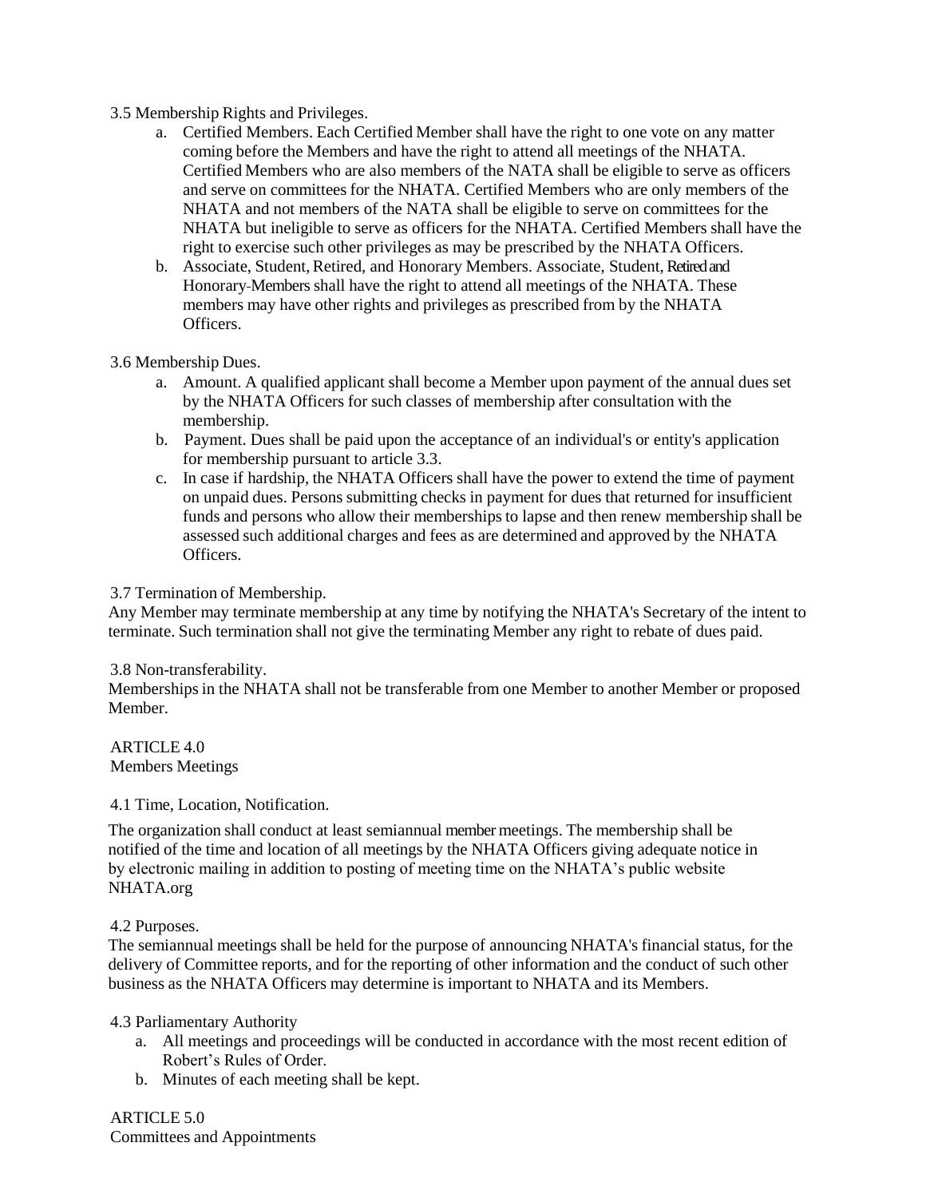3.5 Membership Rights and Privileges.

a. Certified Members. Each Certified Member shall have the right to one vote on any matter coming before the Members and have the right to attend all meetings of the NHATA. Certified Members who are also members of the NATA shall be eligible to serve as officers and serve on committees for the NHATA. Certified Members who are only members of the NHATA and not members of the NATA shall be eligible to serve on committees for the NHATA but ineligible to serve as officers for the NHATA. Certified Members shall have the right to exercise such other privileges as may be prescribed by the NHATA Officers.

b. Associate, Student, Retired, and Honorary Members. Associate, Student, Retired and Honorary-Members shall have the right to attend all meetings of the NHATA. These members may have other rights and privileges as prescribed from by the NHATA Officers.

3.6 Membership Dues.

a. Amount. A qualified applicant shall become a Member upon payment of the annual dues set by the NHATA Officers for such classes of membership after consultation with the membership.

b. Payment. Dues shall be paid upon the acceptance of an individual's or entity's application for membership pursuant to article 3.3.

c. In case if hardship, the NHATA Officers shall have the power to extend the time of payment on unpaid dues. Persons submitting checks in payment for dues that returned for insufficient funds and persons who allow their memberships to lapse and then renew membership shall be assessed such additional charges and fees as are determined and approved by the NHATA Officers.

3.7 Termination of Membership.

Any Member may terminate membership at any time by notifying the NHATA's Secretary of the intent to terminate. Such termination shall not give the terminating Member any right to rebate of dues paid.

3.8 Non-transferability.

Memberships in the NHATA shall not be transferable from one Member to another Member or proposed Member.

## ARTICLE 4.0
## Members Meetings

4.1 Time, Location, Notification.

The organization shall conduct at least semiannual member meetings. The membership shall be notified of the time and location of all meetings by the NHATA Officers giving adequate notice in by electronic mailing in addition to posting of meeting time on the NHATA's public website NHATA.org

4.2 Purposes.

The semiannual meetings shall be held for the purpose of announcing NHATA's financial status, for the delivery of Committee reports, and for the reporting of other information and the conduct of such other business as the NHATA Officers may determine is important to NHATA and its Members.

4.3 Parliamentary Authority

a. All meetings and proceedings will be conducted in accordance with the most recent edition of Robert's Rules of Order.

b. Minutes of each meeting shall be kept.

## ARTICLE 5.0
## Committees and Appointments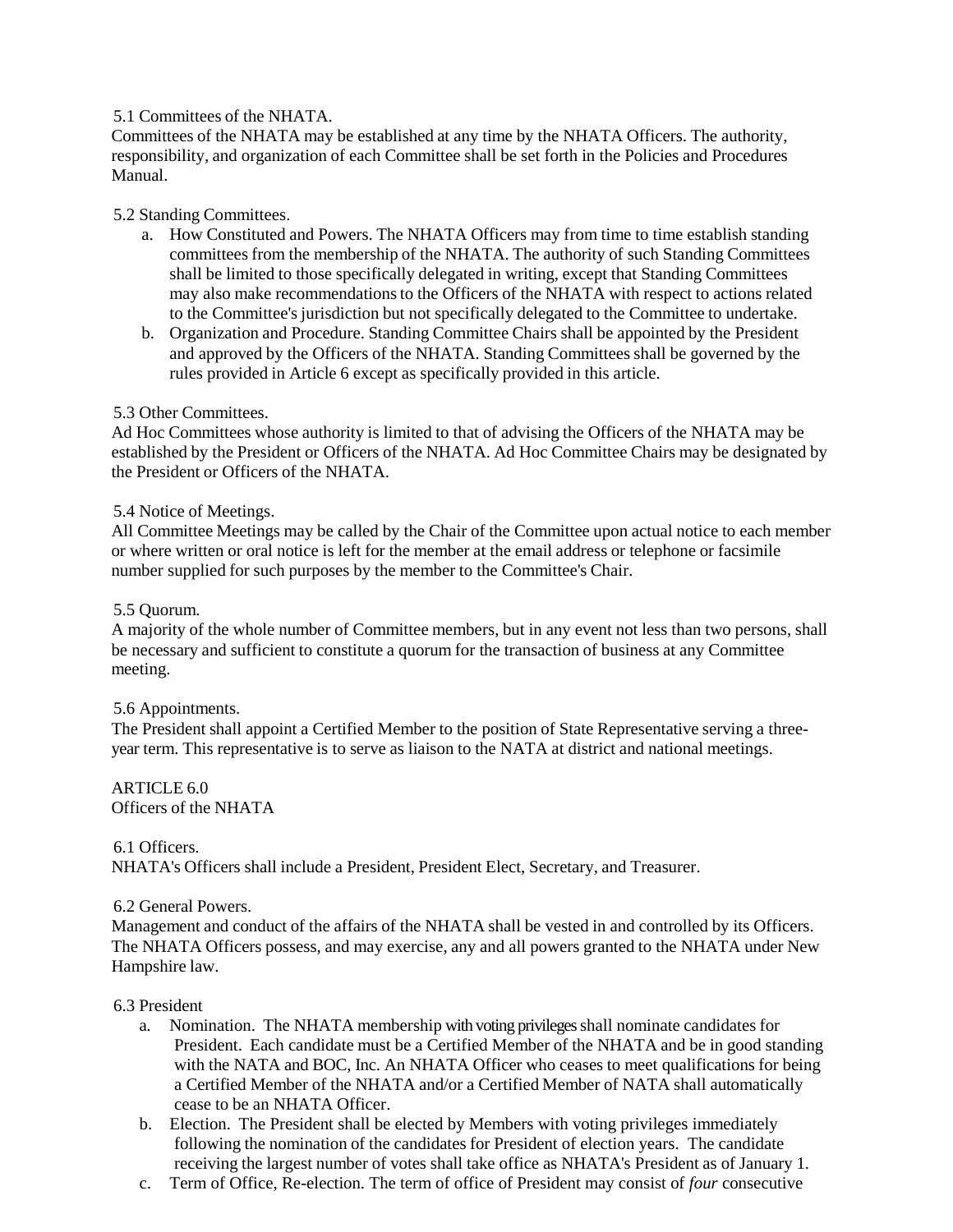5.1 Committees of the NHATA.

Committees of the NHATA may be established at any time by the NHATA Officers. The authority, responsibility, and organization of each Committee shall be set forth in the Policies and Procedures Manual.

5.2 Standing Committees.

a. How Constituted and Powers. The NHATA Officers may from time to time establish standing committees from the membership of the NHATA. The authority of such Standing Committees shall be limited to those specifically delegated in writing, except that Standing Committees may also make recommendations to the Officers of the NHATA with respect to actions related to the Committee's jurisdiction but not specifically delegated to the Committee to undertake.
b. Organization and Procedure. Standing Committee Chairs shall be appointed by the President and approved by the Officers of the NHATA. Standing Committees shall be governed by the rules provided in Article 6 except as specifically provided in this article.

5.3 Other Committees.

Ad Hoc Committees whose authority is limited to that of advising the Officers of the NHATA may be established by the President or Officers of the NHATA. Ad Hoc Committee Chairs may be designated by the President or Officers of the NHATA.

5.4 Notice of Meetings.

All Committee Meetings may be called by the Chair of the Committee upon actual notice to each member or where written or oral notice is left for the member at the email address or telephone or facsimile number supplied for such purposes by the member to the Committee's Chair.

5.5 Quorum.

A majority of the whole number of Committee members, but in any event not less than two persons, shall be necessary and sufficient to constitute a quorum for the transaction of business at any Committee meeting.

5.6 Appointments.

The President shall appoint a Certified Member to the position of State Representative serving a three-year term. This representative is to serve as liaison to the NATA at district and national meetings.

## ARTICLE 6.0
## Officers of the NHATA

6.1 Officers.

NHATA's Officers shall include a President, President Elect, Secretary, and Treasurer.

6.2 General Powers.

Management and conduct of the affairs of the NHATA shall be vested in and controlled by its Officers. The NHATA Officers possess, and may exercise, any and all powers granted to the NHATA under New Hampshire law.

6.3 President

a. Nomination. The NHATA membership with voting privileges shall nominate candidates for President. Each candidate must be a Certified Member of the NHATA and be in good standing with the NATA and BOC, Inc. An NHATA Officer who ceases to meet qualifications for being a Certified Member of the NHATA and/or a Certified Member of NATA shall automatically cease to be an NHATA Officer.
b. Election. The President shall be elected by Members with voting privileges immediately following the nomination of the candidates for President of election years. The candidate receiving the largest number of votes shall take office as NHATA's President as of January 1.
c. Term of Office, Re-election. The term of office of President may consist of *four* consecutive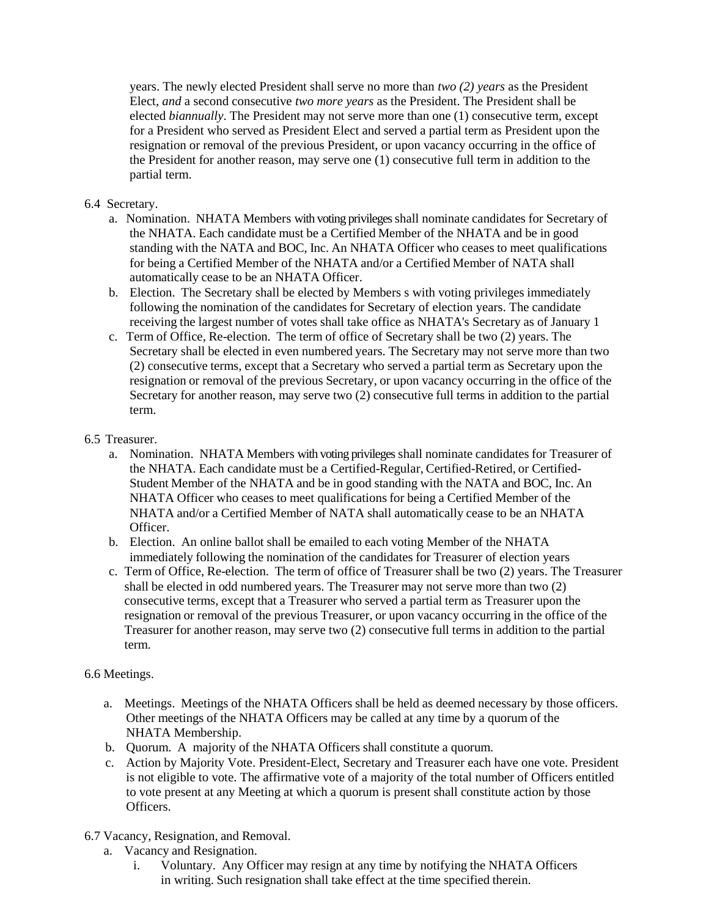years. The newly elected President shall serve no more than *two (2) years* as the President Elect, *and* a second consecutive *two more years* as the President. The President shall be elected *biannually*. The President may not serve more than one (1) consecutive term, except for a President who served as President Elect and served a partial term as President upon the resignation or removal of the previous President, or upon vacancy occurring in the office of the President for another reason, may serve one (1) consecutive full term in addition to the partial term.

6.4 Secretary.

a. Nomination. NHATA Members with voting privileges shall nominate candidates for Secretary of the NHATA. Each candidate must be a Certified Member of the NHATA and be in good standing with the NATA and BOC, Inc. An NHATA Officer who ceases to meet qualifications for being a Certified Member of the NHATA and/or a Certified Member of NATA shall automatically cease to be an NHATA Officer.

b. Election. The Secretary shall be elected by Members s with voting privileges immediately following the nomination of the candidates for Secretary of election years. The candidate receiving the largest number of votes shall take office as NHATA's Secretary as of January 1

c. Term of Office, Re-election. The term of office of Secretary shall be two (2) years. The Secretary shall be elected in even numbered years. The Secretary may not serve more than two (2) consecutive terms, except that a Secretary who served a partial term as Secretary upon the resignation or removal of the previous Secretary, or upon vacancy occurring in the office of the Secretary for another reason, may serve two (2) consecutive full terms in addition to the partial term.

6.5 Treasurer.

a. Nomination. NHATA Members with voting privileges shall nominate candidates for Treasurer of the NHATA. Each candidate must be a Certified-Regular, Certified-Retired, or Certified-Student Member of the NHATA and be in good standing with the NATA and BOC, Inc. An NHATA Officer who ceases to meet qualifications for being a Certified Member of the NHATA and/or a Certified Member of NATA shall automatically cease to be an NHATA Officer.

b. Election. An online ballot shall be emailed to each voting Member of the NHATA immediately following the nomination of the candidates for Treasurer of election years

c. Term of Office, Re-election. The term of office of Treasurer shall be two (2) years. The Treasurer shall be elected in odd numbered years. The Treasurer may not serve more than two (2) consecutive terms, except that a Treasurer who served a partial term as Treasurer upon the resignation or removal of the previous Treasurer, or upon vacancy occurring in the office of the Treasurer for another reason, may serve two (2) consecutive full terms in addition to the partial term.

6.6 Meetings.

a. Meetings. Meetings of the NHATA Officers shall be held as deemed necessary by those officers. Other meetings of the NHATA Officers may be called at any time by a quorum of the NHATA Membership.

b. Quorum. A majority of the NHATA Officers shall constitute a quorum.

c. Action by Majority Vote. President-Elect, Secretary and Treasurer each have one vote. President is not eligible to vote. The affirmative vote of a majority of the total number of Officers entitled to vote present at any Meeting at which a quorum is present shall constitute action by those Officers.

6.7 Vacancy, Resignation, and Removal.

a. Vacancy and Resignation.

   i. Voluntary. Any Officer may resign at any time by notifying the NHATA Officers in writing. Such resignation shall take effect at the time specified therein.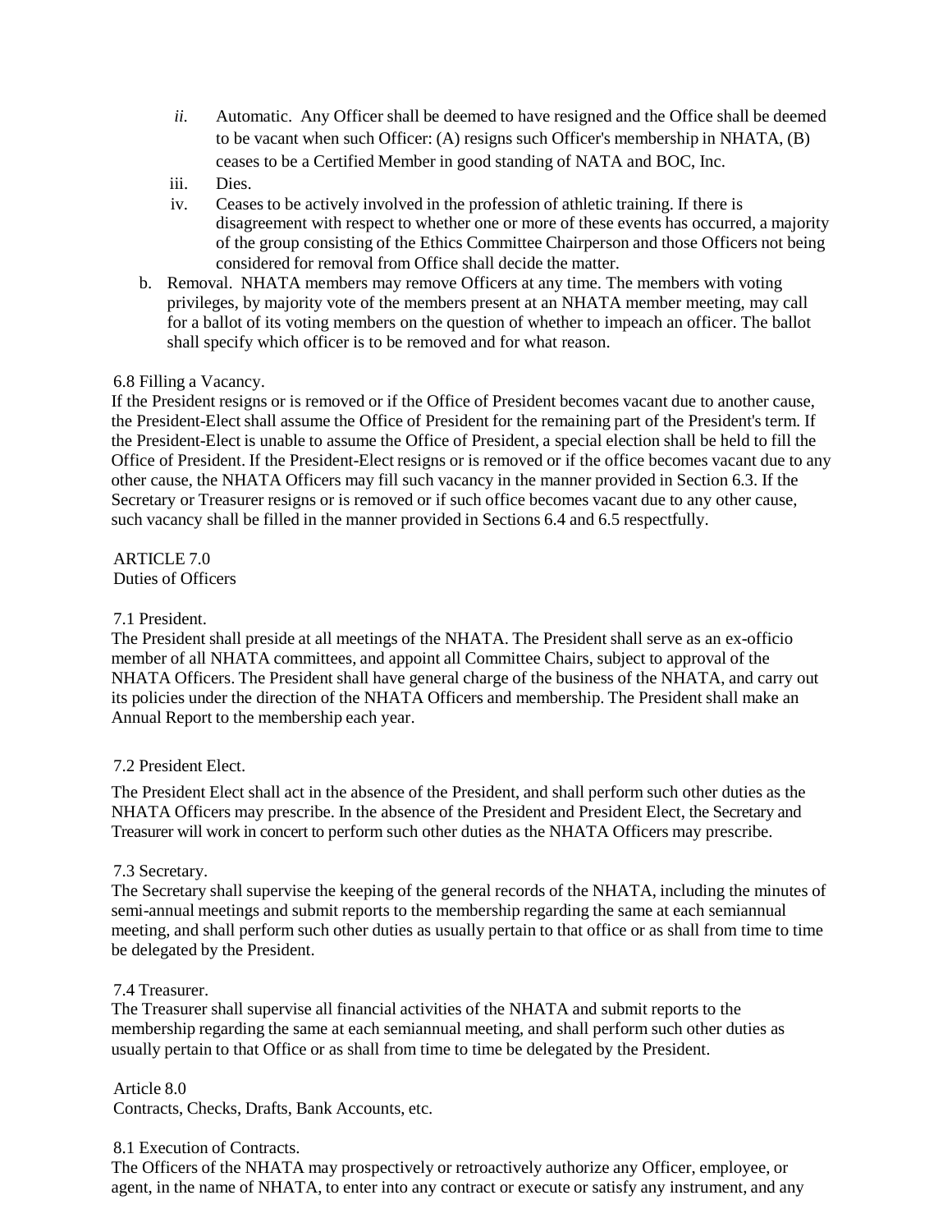- *ii.* Automatic. Any Officer shall be deemed to have resigned and the Office shall be deemed to be vacant when such Officer: (A) resigns such Officer's membership in NHATA, (B) ceases to be a Certified Member in good standing of NATA and BOC, Inc.
   - iii. Dies.
   - iv. Ceases to be actively involved in the profession of athletic training. If there is disagreement with respect to whether one or more of these events has occurred, a majority of the group consisting of the Ethics Committee Chairperson and those Officers not being considered for removal from Office shall decide the matter.

b. Removal. NHATA members may remove Officers at any time. The members with voting privileges, by majority vote of the members present at an NHATA member meeting, may call for a ballot of its voting members on the question of whether to impeach an officer. The ballot shall specify which officer is to be removed and for what reason.

6.8 Filling a Vacancy.

If the President resigns or is removed or if the Office of President becomes vacant due to another cause, the President-Elect shall assume the Office of President for the remaining part of the President's term. If the President-Elect is unable to assume the Office of President, a special election shall be held to fill the Office of President. If the President-Elect resigns or is removed or if the office becomes vacant due to any other cause, the NHATA Officers may fill such vacancy in the manner provided in Section 6.3. If the Secretary or Treasurer resigns or is removed or if such office becomes vacant due to any other cause, such vacancy shall be filled in the manner provided in Sections 6.4 and 6.5 respectfully.

## ARTICLE 7.0
## Duties of Officers

7.1 President.

The President shall preside at all meetings of the NHATA. The President shall serve as an ex-officio member of all NHATA committees, and appoint all Committee Chairs, subject to approval of the NHATA Officers. The President shall have general charge of the business of the NHATA, and carry out its policies under the direction of the NHATA Officers and membership. The President shall make an Annual Report to the membership each year.

7.2 President Elect.

The President Elect shall act in the absence of the President, and shall perform such other duties as the NHATA Officers may prescribe. In the absence of the President and President Elect, the Secretary and Treasurer will work in concert to perform such other duties as the NHATA Officers may prescribe.

7.3 Secretary.

The Secretary shall supervise the keeping of the general records of the NHATA, including the minutes of semi-annual meetings and submit reports to the membership regarding the same at each semiannual meeting, and shall perform such other duties as usually pertain to that office or as shall from time to time be delegated by the President.

7.4 Treasurer.

The Treasurer shall supervise all financial activities of the NHATA and submit reports to the membership regarding the same at each semiannual meeting, and shall perform such other duties as usually pertain to that Office or as shall from time to time be delegated by the President.

## Article 8.0
## Contracts, Checks, Drafts, Bank Accounts, etc.

8.1 Execution of Contracts.

The Officers of the NHATA may prospectively or retroactively authorize any Officer, employee, or agent, in the name of NHATA, to enter into any contract or execute or satisfy any instrument, and any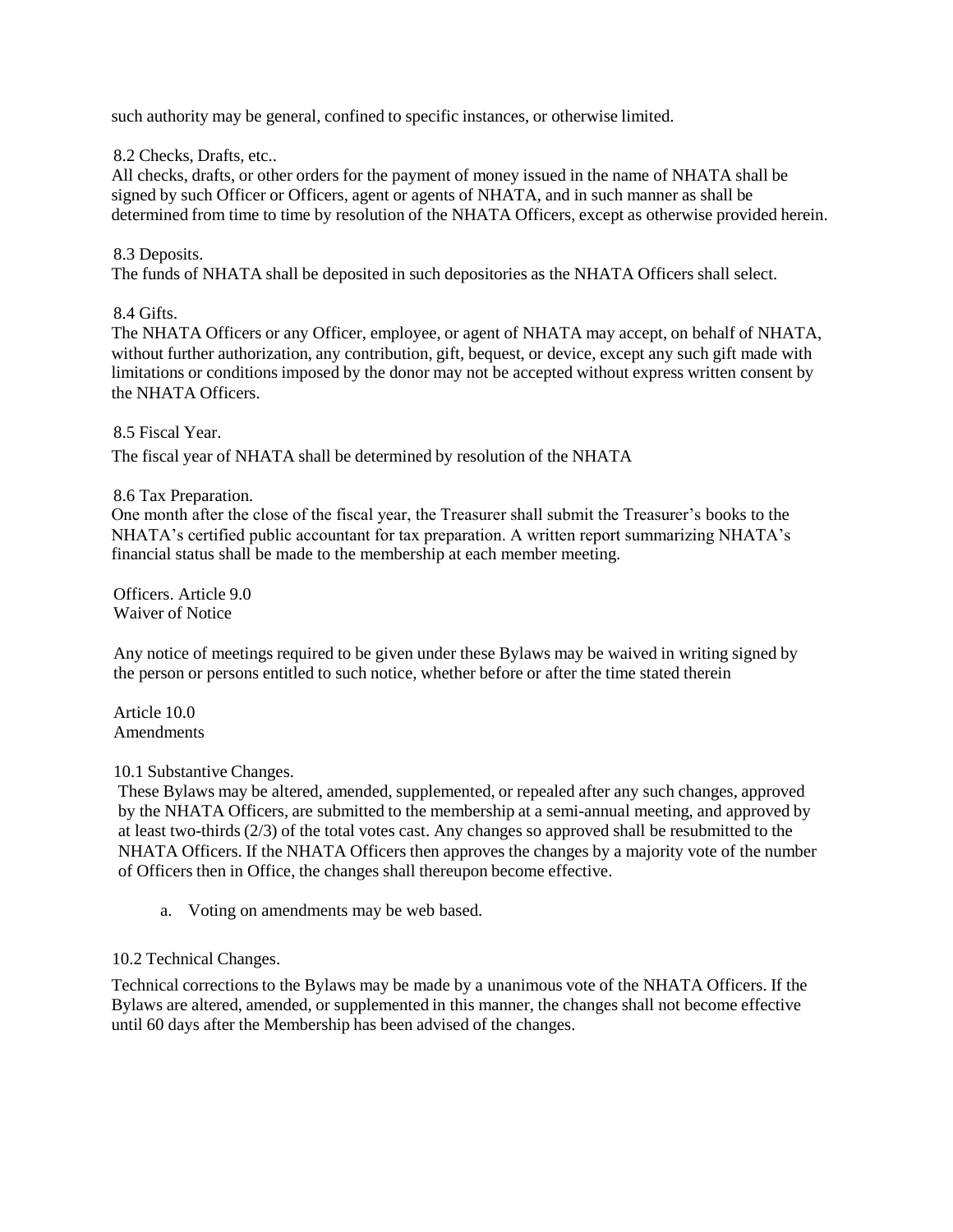such authority may be general, confined to specific instances, or otherwise limited.

8.2 Checks, Drafts, etc..

All checks, drafts, or other orders for the payment of money issued in the name of NHATA shall be signed by such Officer or Officers, agent or agents of NHATA, and in such manner as shall be determined from time to time by resolution of the NHATA Officers, except as otherwise provided herein.

8.3 Deposits.

The funds of NHATA shall be deposited in such depositories as the NHATA Officers shall select.

8.4 Gifts.

The NHATA Officers or any Officer, employee, or agent of NHATA may accept, on behalf of NHATA, without further authorization, any contribution, gift, bequest, or device, except any such gift made with limitations or conditions imposed by the donor may not be accepted without express written consent by the NHATA Officers.

8.5 Fiscal Year.

The fiscal year of NHATA shall be determined by resolution of the NHATA

8.6 Tax Preparation.

One month after the close of the fiscal year, the Treasurer shall submit the Treasurer's books to the NHATA's certified public accountant for tax preparation. A written report summarizing NHATA's financial status shall be made to the membership at each member meeting.

Officers. Article 9.0
Waiver of Notice

Any notice of meetings required to be given under these Bylaws may be waived in writing signed by the person or persons entitled to such notice, whether before or after the time stated therein

Article 10.0
Amendments

10.1 Substantive Changes.

These Bylaws may be altered, amended, supplemented, or repealed after any such changes, approved by the NHATA Officers, are submitted to the membership at a semi-annual meeting, and approved by at least two-thirds (2/3) of the total votes cast. Any changes so approved shall be resubmitted to the NHATA Officers. If the NHATA Officers then approves the changes by a majority vote of the number of Officers then in Office, the changes shall thereupon become effective.

a. Voting on amendments may be web based.

10.2 Technical Changes.

Technical corrections to the Bylaws may be made by a unanimous vote of the NHATA Officers. If the Bylaws are altered, amended, or supplemented in this manner, the changes shall not become effective until 60 days after the Membership has been advised of the changes.